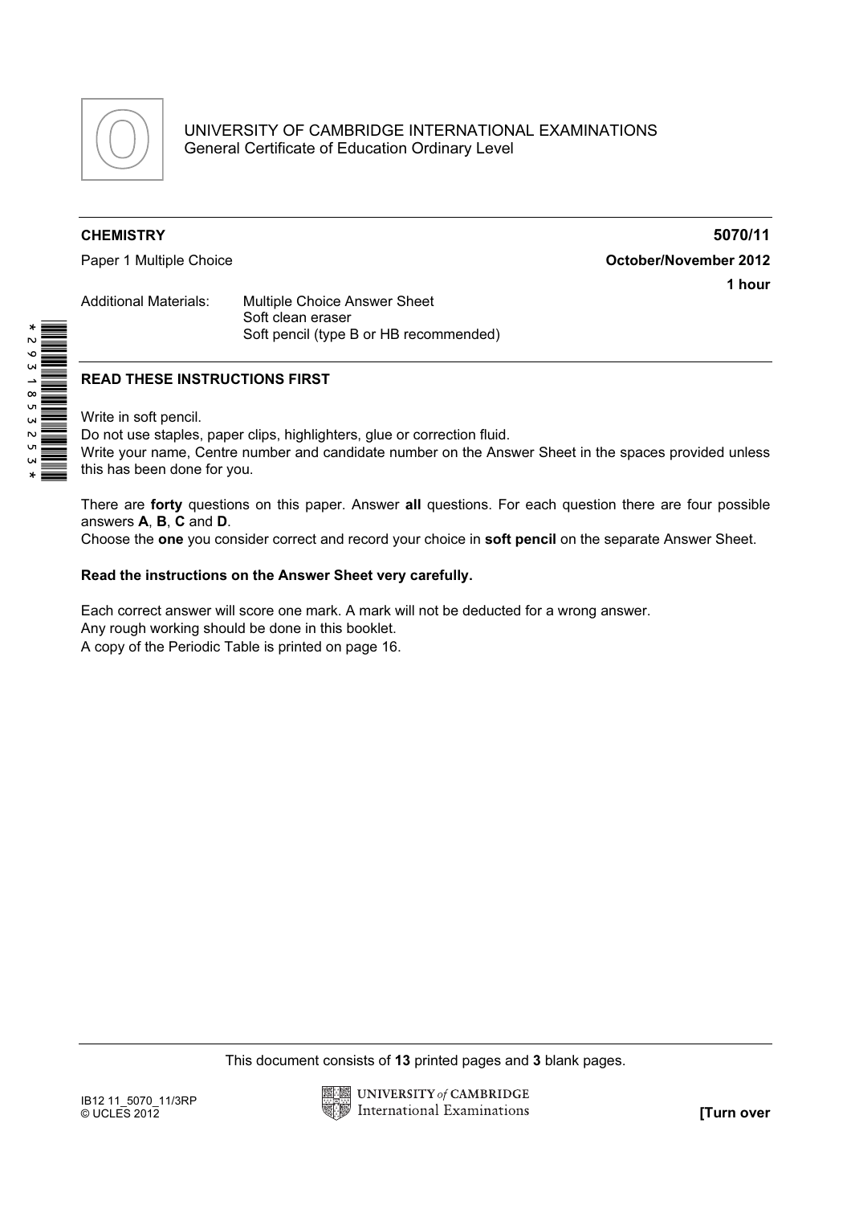UNIVERSITY OF CAMBRIDGE INTERNATIONAL EXAMINATIONS
General Certificate of Education Ordinary Level

**CHEMISTRY** **5070/11**

Paper 1 Multiple Choice **October/November 2012**

**1 hour**

Additional Materials: Multiple Choice Answer Sheet
Soft clean eraser
Soft pencil (type B or HB recommended)

*2931853253*

**READ THESE INSTRUCTIONS FIRST**

Write in soft pencil.
Do not use staples, paper clips, highlighters, glue or correction fluid.
Write your name, Centre number and candidate number on the Answer Sheet in the spaces provided unless this has been done for you.

There are **forty** questions on this paper. Answer **all** questions. For each question there are four possible answers **A**, **B**, **C** and **D**.
Choose the **one** you consider correct and record your choice in **soft pencil** on the separate Answer Sheet.

**Read the instructions on the Answer Sheet very carefully.**

Each correct answer will score one mark. A mark will not be deducted for a wrong answer.
Any rough working should be done in this booklet.
A copy of the Periodic Table is printed on page 16.

This document consists of **13** printed pages and **3** blank pages.

IB12 11_5070_11/3RP
© UCLES 2012

**[Turn over**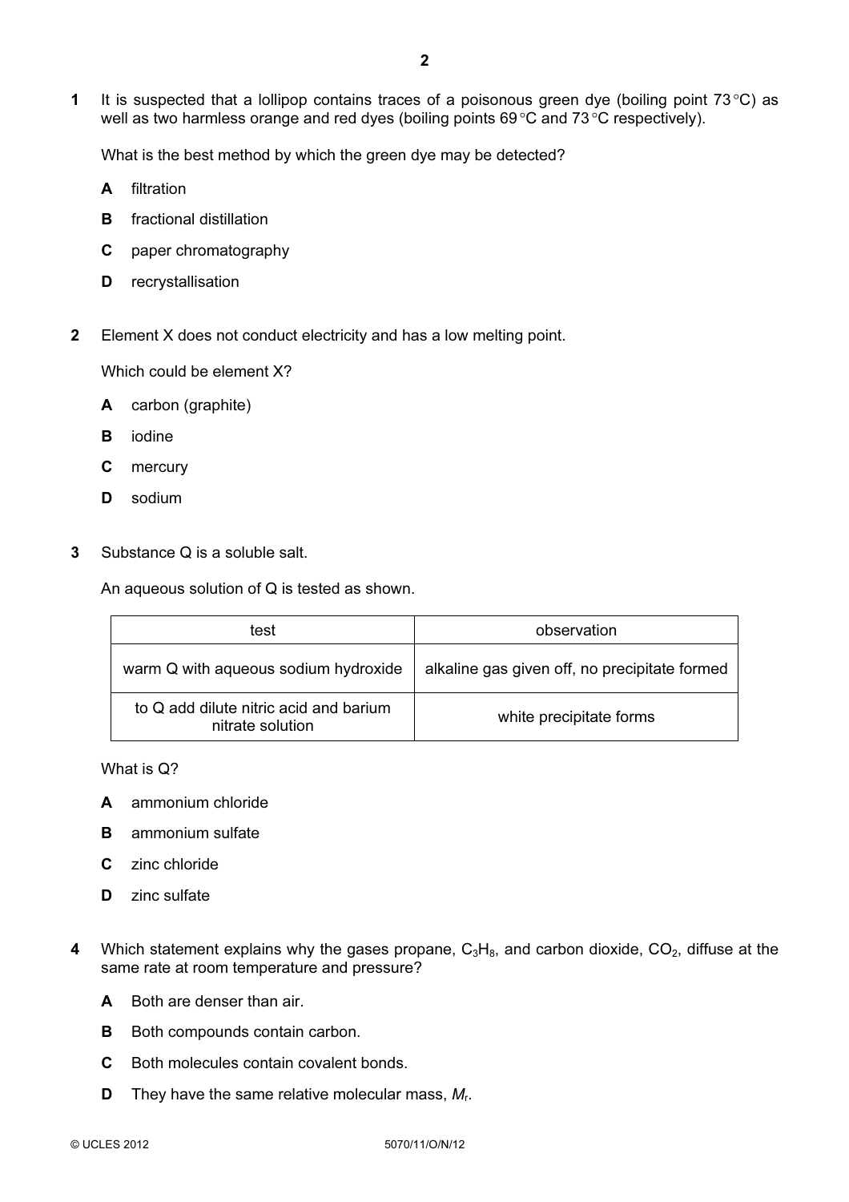**1** It is suspected that a lollipop contains traces of a poisonous green dye (boiling point 73 °C) as well as two harmless orange and red dyes (boiling points 69 °C and 73 °C respectively).

What is the best method by which the green dye may be detected?

**A** filtration

**B** fractional distillation

**C** paper chromatography

**D** recrystallisation

**2** Element X does not conduct electricity and has a low melting point.

Which could be element X?

**A** carbon (graphite)

**B** iodine

**C** mercury

**D** sodium

**3** Substance Q is a soluble salt.

An aqueous solution of Q is tested as shown.

| test | observation |
|---|---|
| warm Q with aqueous sodium hydroxide | alkaline gas given off, no precipitate formed |
| to Q add dilute nitric acid and barium nitrate solution | white precipitate forms |

What is Q?

**A** ammonium chloride

**B** ammonium sulfate

**C** zinc chloride

**D** zinc sulfate

**4** Which statement explains why the gases propane, $C_3H_8$, and carbon dioxide, $CO_2$, diffuse at the same rate at room temperature and pressure?

**A** Both are denser than air.

**B** Both compounds contain carbon.

**C** Both molecules contain covalent bonds.

**D** They have the same relative molecular mass, $M_r$.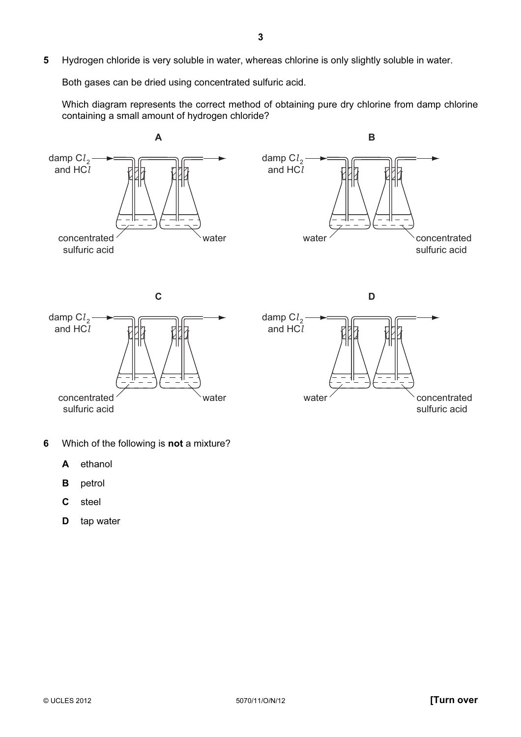**5** Hydrogen chloride is very soluble in water, whereas chlorine is only slightly soluble in water.

Both gases can be dried using concentrated sulfuric acid.

Which diagram represents the correct method of obtaining pure dry chlorine from damp chlorine containing a small amount of hydrogen chloride?

**A**

damp $Cl_2$ and $HCl$ → concentrated sulfuric acid → water →

**B**

damp $Cl_2$ and $HCl$ → water → concentrated sulfuric acid →

**C**

damp $Cl_2$ and $HCl$ → concentrated sulfuric acid → water →

**D**

damp $Cl_2$ and $HCl$ → water → concentrated sulfuric acid →

**6** Which of the following is **not** a mixture?

**A** ethanol

**B** petrol

**C** steel

**D** tap water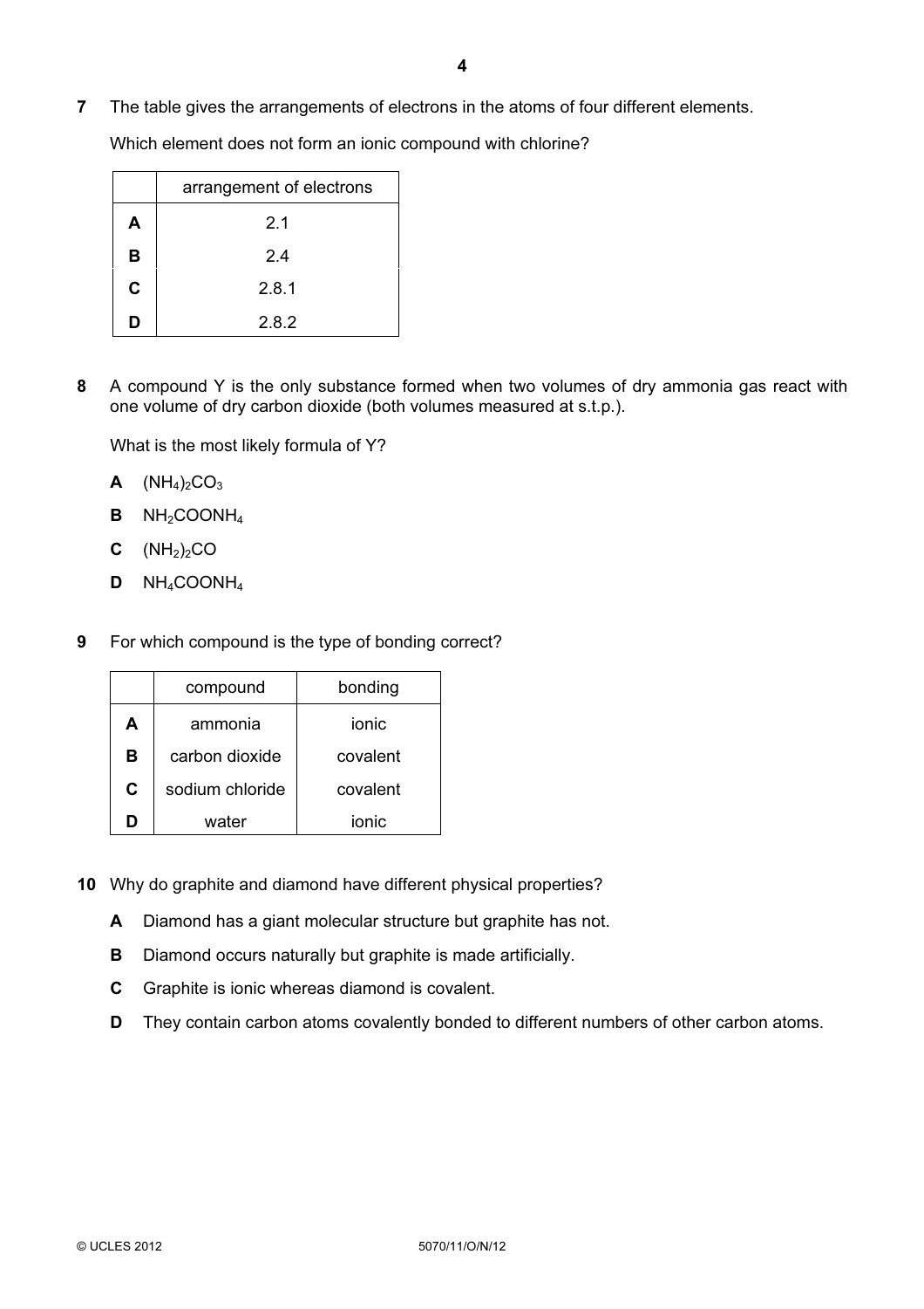**7** The table gives the arrangements of electrons in the atoms of four different elements.

Which element does not form an ionic compound with chlorine?

| | arrangement of electrons |
|---|---|
| **A** | 2.1 |
| **B** | 2.4 |
| **C** | 2.8.1 |
| **D** | 2.8.2 |

**8** A compound Y is the only substance formed when two volumes of dry ammonia gas react with one volume of dry carbon dioxide (both volumes measured at s.t.p.).

What is the most likely formula of Y?

**A** $(NH_4)_2CO_3$

**B** $NH_2COONH_4$

**C** $(NH_2)_2CO$

**D** $NH_4COONH_4$

**9** For which compound is the type of bonding correct?

| | compound | bonding |
|---|---|---|
| **A** | ammonia | ionic |
| **B** | carbon dioxide | covalent |
| **C** | sodium chloride | covalent |
| **D** | water | ionic |

**10** Why do graphite and diamond have different physical properties?

**A** Diamond has a giant molecular structure but graphite has not.

**B** Diamond occurs naturally but graphite is made artificially.

**C** Graphite is ionic whereas diamond is covalent.

**D** They contain carbon atoms covalently bonded to different numbers of other carbon atoms.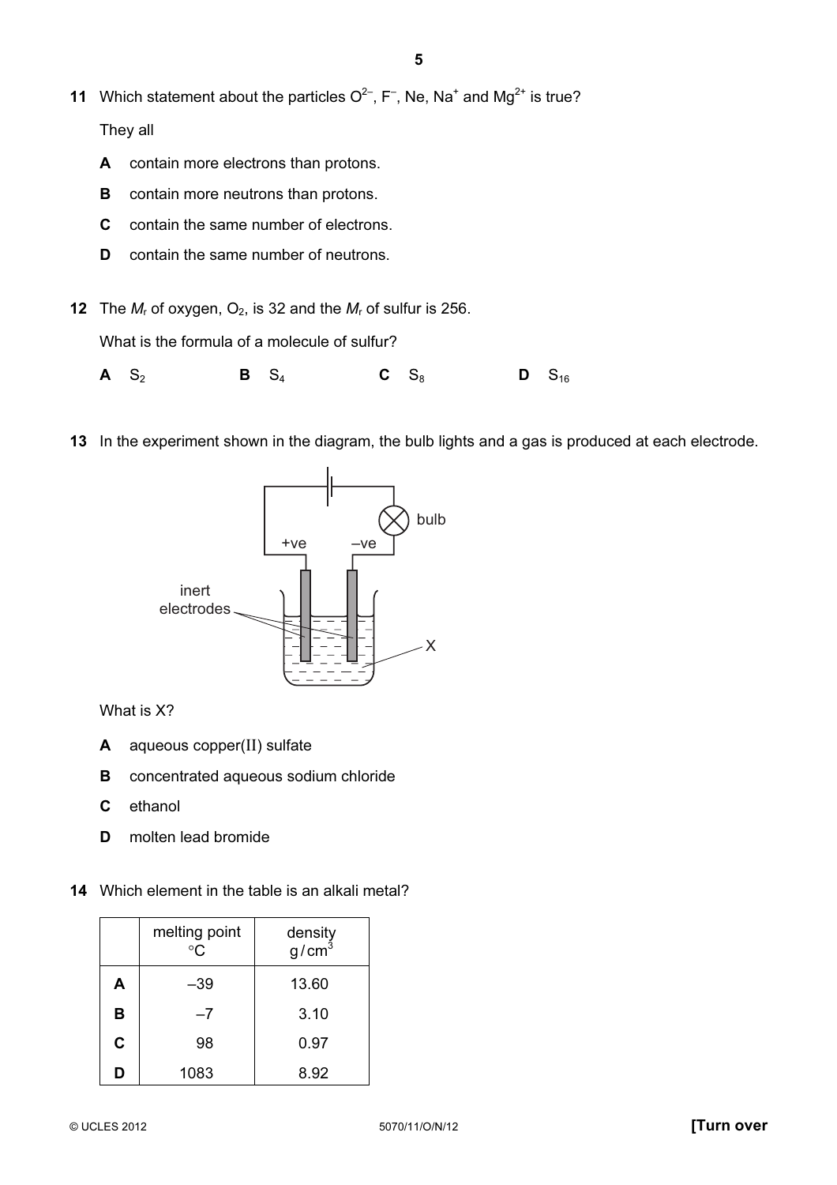**11** Which statement about the particles $O^{2-}$, $F^-$, Ne, $Na^+$ and $Mg^{2+}$ is true?

They all

**A** contain more electrons than protons.

**B** contain more neutrons than protons.

**C** contain the same number of electrons.

**D** contain the same number of neutrons.

**12** The $M_r$ of oxygen, $O_2$, is 32 and the $M_r$ of sulfur is 256.

What is the formula of a molecule of sulfur?

**A** $S_2$ **B** $S_4$ **C** $S_8$ **D** $S_{16}$

**13** In the experiment shown in the diagram, the bulb lights and a gas is produced at each electrode.

bulb

+ve –ve

inert electrodes

X

What is X?

**A** aqueous copper(II) sulfate

**B** concentrated aqueous sodium chloride

**C** ethanol

**D** molten lead bromide

**14** Which element in the table is an alkali metal?

| | melting point °C | density g / $cm^3$ |
|---|---|---|
| **A** | –39 | 13.60 |
| **B** | –7 | 3.10 |
| **C** | 98 | 0.97 |
| **D** | 1083 | 8.92 |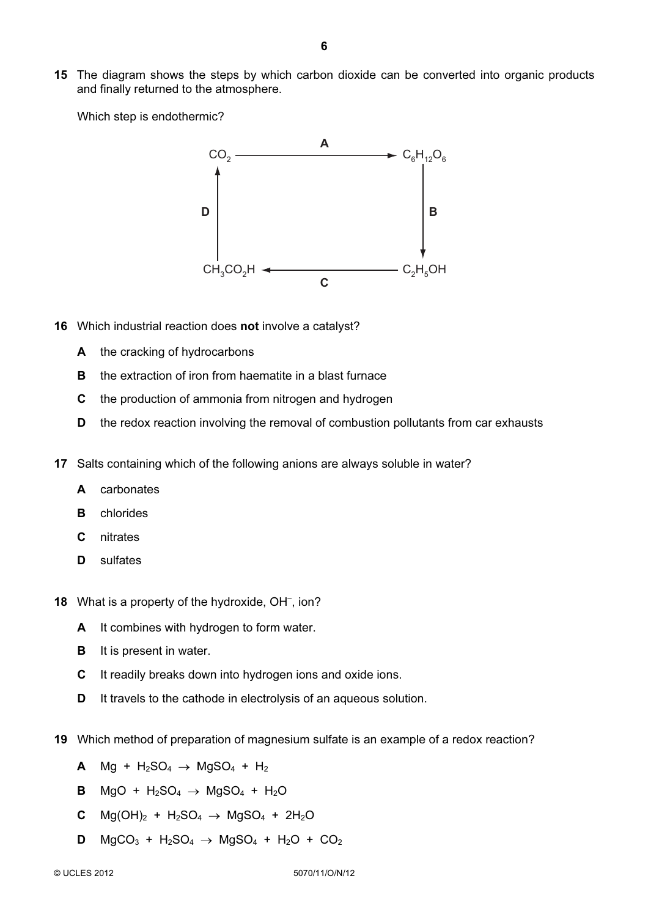**15** The diagram shows the steps by which carbon dioxide can be converted into organic products and finally returned to the atmosphere.

Which step is endothermic?

$$
\begin{array}{ccc}
CO_2 & \xrightarrow{\quad A \quad} & C_6H_{12}O_6 \\
\uparrow D & & \downarrow B \\
CH_3CO_2H & \xleftarrow[\quad C \quad]{} & C_2H_5OH
\end{array}
$$

**16** Which industrial reaction does **not** involve a catalyst?

- **A** the cracking of hydrocarbons
- **B** the extraction of iron from haematite in a blast furnace
- **C** the production of ammonia from nitrogen and hydrogen
- **D** the redox reaction involving the removal of combustion pollutants from car exhausts

**17** Salts containing which of the following anions are always soluble in water?

- **A** carbonates
- **B** chlorides
- **C** nitrates
- **D** sulfates

**18** What is a property of the hydroxide, $OH^-$, ion?

- **A** It combines with hydrogen to form water.
- **B** It is present in water.
- **C** It readily breaks down into hydrogen ions and oxide ions.
- **D** It travels to the cathode in electrolysis of an aqueous solution.

**19** Which method of preparation of magnesium sulfate is an example of a redox reaction?

- **A** $Mg + H_2SO_4 \rightarrow MgSO_4 + H_2$
- **B** $MgO + H_2SO_4 \rightarrow MgSO_4 + H_2O$
- **C** $Mg(OH)_2 + H_2SO_4 \rightarrow MgSO_4 + 2H_2O$
- **D** $MgCO_3 + H_2SO_4 \rightarrow MgSO_4 + H_2O + CO_2$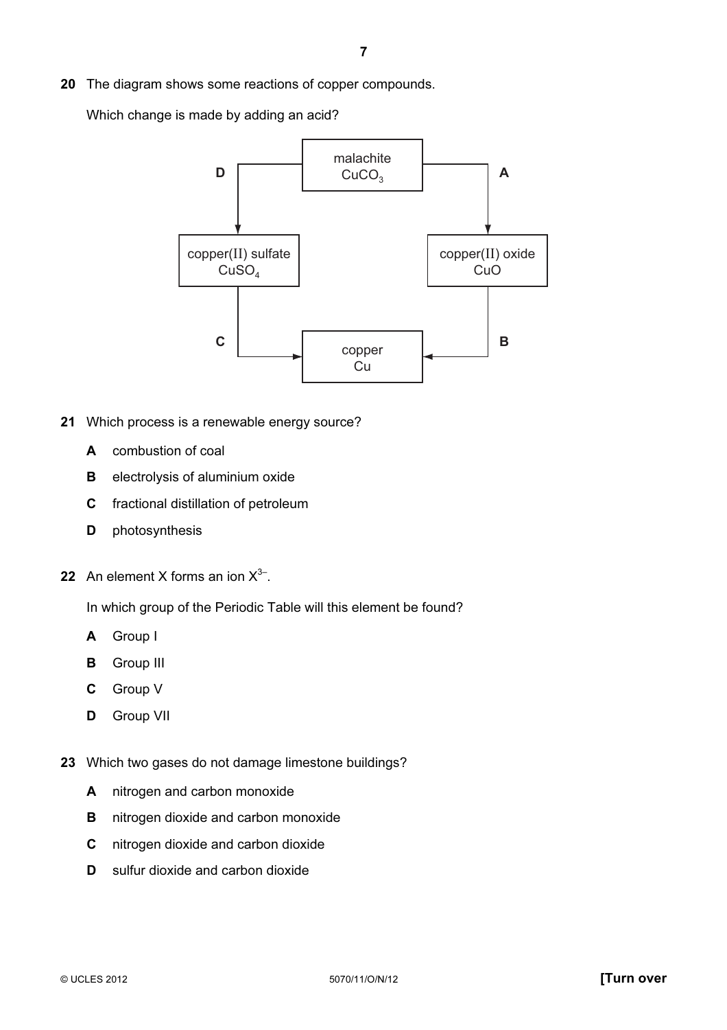**20** The diagram shows some reactions of copper compounds.

Which change is made by adding an acid?

| | | |
|---|---|---|
| | malachite $CuCO_3$ | |
| **D** ↓ | | ↓ **A** |
| copper(II) sulfate $CuSO_4$ | | copper(II) oxide CuO |
| **C** → | copper Cu | ← **B** |

**21** Which process is a renewable energy source?

**A** combustion of coal

**B** electrolysis of aluminium oxide

**C** fractional distillation of petroleum

**D** photosynthesis

**22** An element X forms an ion $X^{3-}$.

In which group of the Periodic Table will this element be found?

**A** Group I

**B** Group III

**C** Group V

**D** Group VII

**23** Which two gases do not damage limestone buildings?

**A** nitrogen and carbon monoxide

**B** nitrogen dioxide and carbon monoxide

**C** nitrogen dioxide and carbon dioxide

**D** sulfur dioxide and carbon dioxide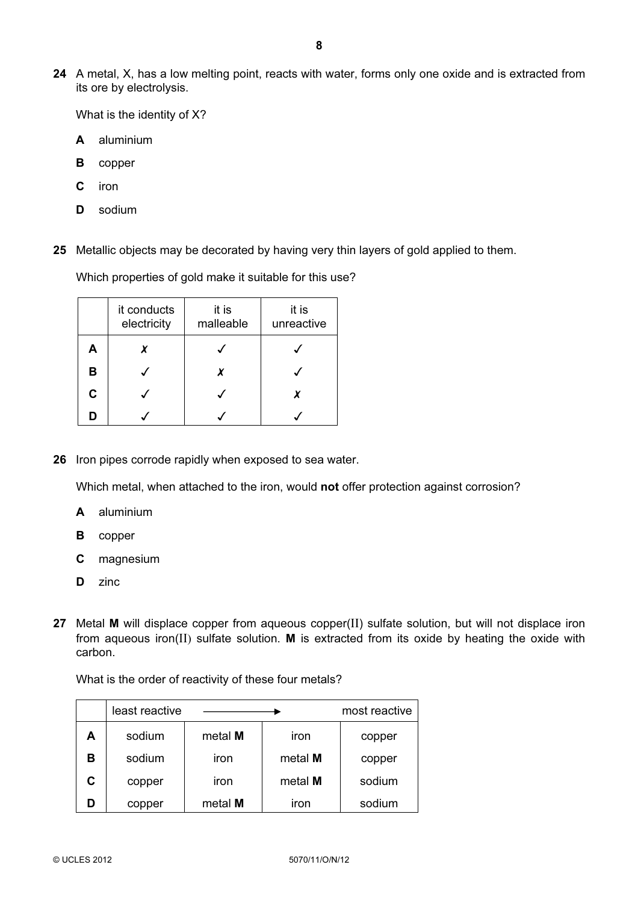**24** A metal, X, has a low melting point, reacts with water, forms only one oxide and is extracted from its ore by electrolysis.

What is the identity of X?

**A** aluminium

**B** copper

**C** iron

**D** sodium

**25** Metallic objects may be decorated by having very thin layers of gold applied to them.

Which properties of gold make it suitable for this use?

| | it conducts electricity | it is malleable | it is unreactive |
|---|---|---|---|
| **A** | ✗ | ✓ | ✓ |
| **B** | ✓ | ✗ | ✓ |
| **C** | ✓ | ✓ | ✗ |
| **D** | ✓ | ✓ | ✓ |

**26** Iron pipes corrode rapidly when exposed to sea water.

Which metal, when attached to the iron, would **not** offer protection against corrosion?

**A** aluminium

**B** copper

**C** magnesium

**D** zinc

**27** Metal **M** will displace copper from aqueous copper(II) sulfate solution, but will not displace iron from aqueous iron(II) sulfate solution. **M** is extracted from its oxide by heating the oxide with carbon.

What is the order of reactivity of these four metals?

| | least reactive | ⟶ | | most reactive |
|---|---|---|---|---|
| **A** | sodium | metal **M** | iron | copper |
| **B** | sodium | iron | metal **M** | copper |
| **C** | copper | iron | metal **M** | sodium |
| **D** | copper | metal **M** | iron | sodium |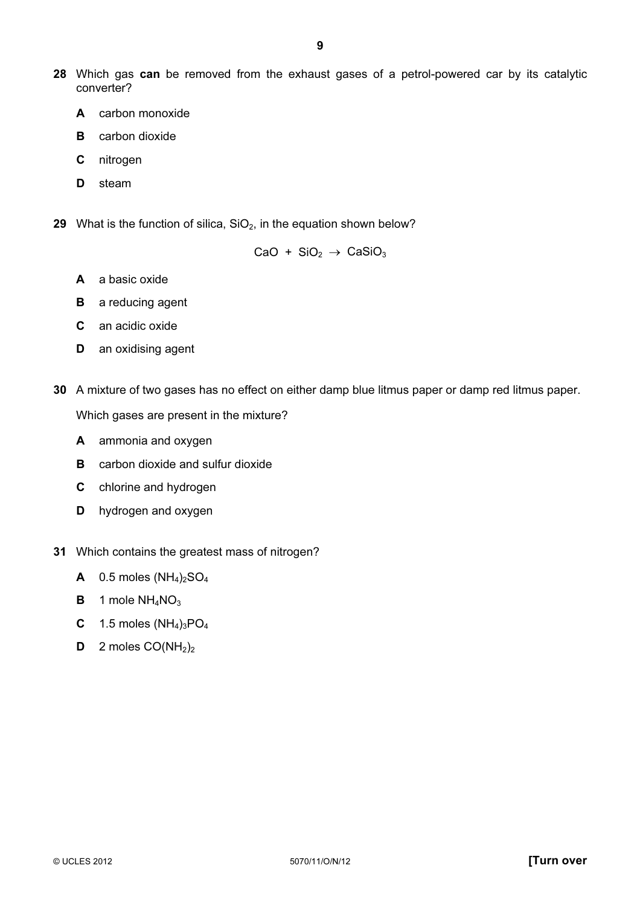**28** Which gas **can** be removed from the exhaust gases of a petrol-powered car by its catalytic converter?

**A** carbon monoxide

**B** carbon dioxide

**C** nitrogen

**D** steam

**29** What is the function of silica, $SiO_2$, in the equation shown below?

$$CaO + SiO_2 \rightarrow CaSiO_3$$

**A** a basic oxide

**B** a reducing agent

**C** an acidic oxide

**D** an oxidising agent

**30** A mixture of two gases has no effect on either damp blue litmus paper or damp red litmus paper.

Which gases are present in the mixture?

**A** ammonia and oxygen

**B** carbon dioxide and sulfur dioxide

**C** chlorine and hydrogen

**D** hydrogen and oxygen

**31** Which contains the greatest mass of nitrogen?

**A** 0.5 moles $(NH_4)_2SO_4$

**B** 1 mole $NH_4NO_3$

**C** 1.5 moles $(NH_4)_3PO_4$

**D** 2 moles $CO(NH_2)_2$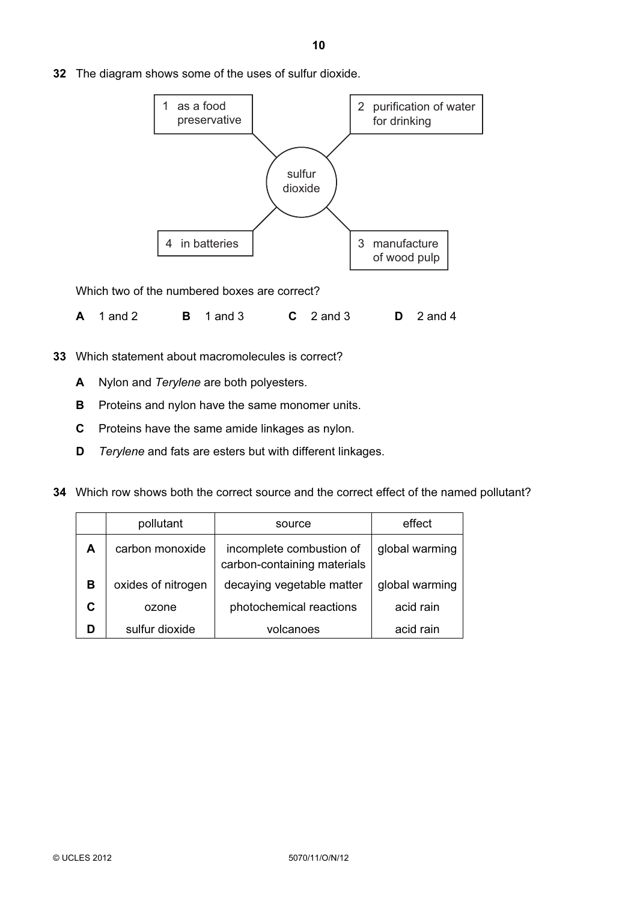**32** The diagram shows some of the uses of sulfur dioxide.

sulfur dioxide:

- 1 as a food preservative
- 2 purification of water for drinking
- 3 manufacture of wood pulp
- 4 in batteries

Which two of the numbered boxes are correct?

**A** 1 and 2 **B** 1 and 3 **C** 2 and 3 **D** 2 and 4

**33** Which statement about macromolecules is correct?

**A** Nylon and *Terylene* are both polyesters.

**B** Proteins and nylon have the same monomer units.

**C** Proteins have the same amide linkages as nylon.

**D** *Terylene* and fats are esters but with different linkages.

**34** Which row shows both the correct source and the correct effect of the named pollutant?

| | pollutant | source | effect |
|---|---|---|---|
| **A** | carbon monoxide | incomplete combustion of carbon-containing materials | global warming |
| **B** | oxides of nitrogen | decaying vegetable matter | global warming |
| **C** | ozone | photochemical reactions | acid rain |
| **D** | sulfur dioxide | volcanoes | acid rain |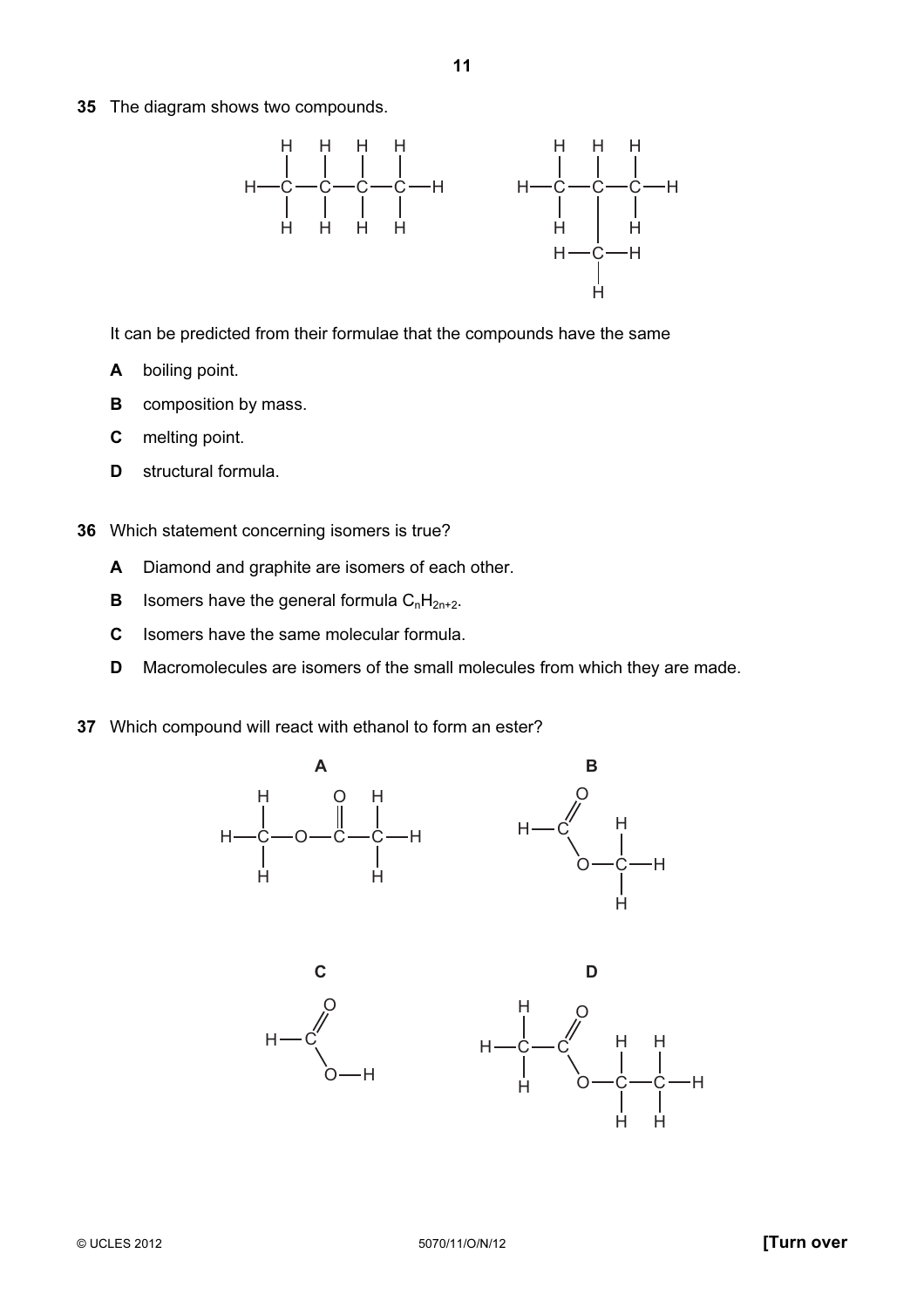**35** The diagram shows two compounds.

```
     H   H   H   H             H   H   H
     |   |   |   |             |   |   |
 H — C — C — C — C — H     H — C — C — C — H
     |   |   |   |             |   |   |
     H   H   H   H             H   |   H
                               H — C — H
                                   |
                                   H
```

It can be predicted from their formulae that the compounds have the same

**A** boiling point.

**B** composition by mass.

**C** melting point.

**D** structural formula.

**36** Which statement concerning isomers is true?

**A** Diamond and graphite are isomers of each other.

**B** Isomers have the general formula $C_nH_{2n+2}$.

**C** Isomers have the same molecular formula.

**D** Macromolecules are isomers of the small molecules from which they are made.

**37** Which compound will react with ethanol to form an ester?

**A**

```
     H       O   H
     |       ‖   |
 H — C — O — C — C — H
     |           |
     H           H
```

**B**

```
       O
      //     H
 H — C       |
      \      |
       O  —  C — H
             |
             H
```

**C**

```
       O
      //
 H — C
      \
       O — H
```

**D**

```
     H     O
     |    //    H   H
 H — C — C      |   |
     |    \     |   |
     H     O  — C — C — H
                |   |
                H   H
```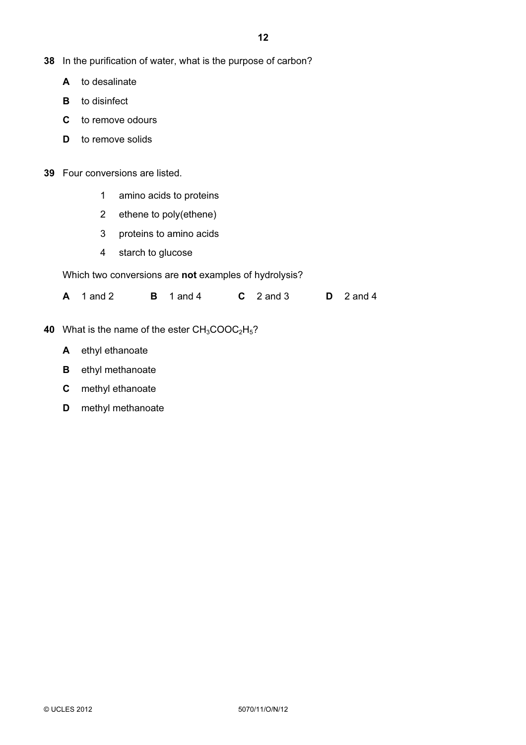**38** In the purification of water, what is the purpose of carbon?

**A** to desalinate

**B** to disinfect

**C** to remove odours

**D** to remove solids

**39** Four conversions are listed.

1 amino acids to proteins

2 ethene to poly(ethene)

3 proteins to amino acids

4 starch to glucose

Which two conversions are **not** examples of hydrolysis?

**A** 1 and 2 **B** 1 and 4 **C** 2 and 3 **D** 2 and 4

**40** What is the name of the ester $CH_3COOC_2H_5$?

**A** ethyl ethanoate

**B** ethyl methanoate

**C** methyl ethanoate

**D** methyl methanoate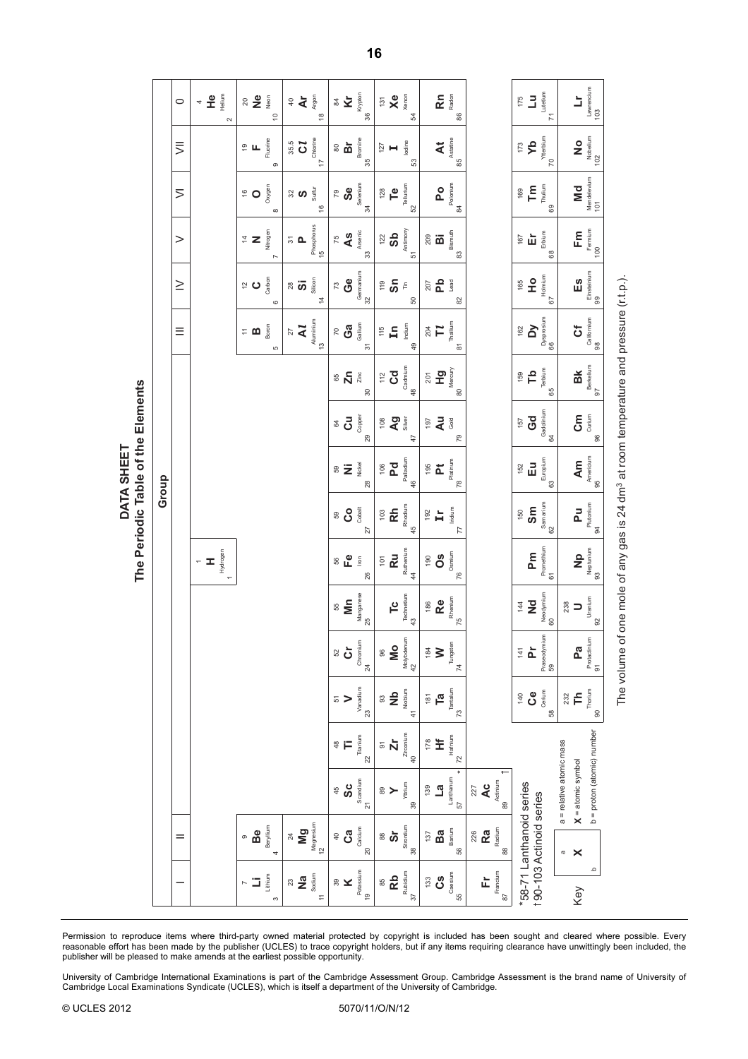# DATA SHEET
## The Periodic Table of the Elements

| I | II | | | | | | | | | | | III | IV | V | VI | VII | 0 |
|---|---|---|---|---|---|---|---|---|---|---|---|---|---|---|---|---|---|
| | | | | | | 1 **H** Hydrogen 1 | | | | | | | | | | | 4 **He** Helium 2 |
| 7 **Li** Lithium 3 | 9 **Be** Beryllium 4 | | | | | | | | | | | 11 **B** Boron 5 | 12 **C** Carbon 6 | 14 **N** Nitrogen 7 | 16 **O** Oxygen 8 | 19 **F** Fluorine 9 | 20 **Ne** Neon 10 |
| 23 **Na** Sodium 11 | 24 **Mg** Magnesium 12 | | | | | | | | | | | 27 **Al** Aluminium 13 | 28 **Si** Silicon 14 | 31 **P** Phosphorus 15 | 32 **S** Sulfur 16 | 35.5 **Cl** Chlorine 17 | 40 **Ar** Argon 18 |
| 39 **K** Potassium 19 | 40 **Ca** Calcium 20 | 45 **Sc** Scandium 21 | 48 **Ti** Titanium 22 | 51 **V** Vanadium 23 | 52 **Cr** Chromium 24 | 55 **Mn** Manganese 25 | 56 **Fe** Iron 26 | 59 **Co** Cobalt 27 | 59 **Ni** Nickel 28 | 64 **Cu** Copper 29 | 65 **Zn** Zinc 30 | 70 **Ga** Gallium 31 | 73 **Ge** Germanium 32 | 75 **As** Arsenic 33 | 79 **Se** Selenium 34 | 80 **Br** Bromine 35 | 84 **Kr** Krypton 36 |
| 85 **Rb** Rubidium 37 | 88 **Sr** Strontium 38 | 89 **Y** Yttrium 39 | 91 **Zr** Zirconium 40 | 93 **Nb** Niobium 41 | 96 **Mo** Molybdenum 42 | **Tc** Technetium 43 | 101 **Ru** Ruthenium 44 | 103 **Rh** Rhodium 45 | 106 **Pd** Palladium 46 | 108 **Ag** Silver 47 | 112 **Cd** Cadmium 48 | 115 **In** Indium 49 | 119 **Sn** Tin 50 | 122 **Sb** Antimony 51 | 128 **Te** Tellurium 52 | 127 **I** Iodine 53 | 131 **Xe** Xenon 54 |
| 133 **Cs** Caesium 55 | 137 **Ba** Barium 56 | 139 **La** Lanthanum 57 * | 178 **Hf** Hafnium 72 | 181 **Ta** Tantalum 73 | 184 **W** Tungsten 74 | 186 **Re** Rhenium 75 | 190 **Os** Osmium 76 | 192 **Ir** Iridium 77 | 195 **Pt** Platinum 78 | 197 **Au** Gold 79 | 201 **Hg** Mercury 80 | 204 **Tl** Thallium 81 | 207 **Pb** Lead 82 | 209 **Bi** Bismuth 83 | **Po** Polonium 84 | **At** Astatine 85 | **Rn** Radon 86 |
| **Fr** Francium 87 | 226 **Ra** Radium 88 | 227 **Ac** Actinium 89 † | | | | | | | | | | | | | | | |

*58-71 Lanthanoid series
†90-103 Actinoid series

| | | | | | | | | | | | | | |
|---|---|---|---|---|---|---|---|---|---|---|---|---|---|
| 140 **Ce** Cerium 58 | 141 **Pr** Praseodymium 59 | 144 **Nd** Neodymium 60 | **Pm** Promethium 61 | 150 **Sm** Samarium 62 | 152 **Eu** Europium 63 | 157 **Gd** Gadolinium 64 | 159 **Tb** Terbium 65 | 162 **Dy** Dysprosium 66 | 165 **Ho** Holmium 67 | 167 **Er** Erbium 68 | 169 **Tm** Thulium 69 | 173 **Yb** Ytterbium 70 | 175 **Lu** Lutetium 71 |
| 232 **Th** Thorium 90 | **Pa** Protactinium 91 | 238 **U** Uranium 92 | **Np** Neptunium 93 | **Pu** Plutonium 94 | **Am** Americium 95 | **Cm** Curium 96 | **Bk** Berkelium 97 | **Cf** Californium 98 | **Es** Einsteinium 99 | **Fm** Fermium 100 | **Md** Mendelevium 101 | **No** Nobelium 102 | **Lr** Lawrencium 103 |

Key:
a = relative atomic mass
**X** = atomic symbol
b = proton (atomic) number

The volume of one mole of any gas is 24 $dm^3$ at room temperature and pressure (r.t.p.).

Permission to reproduce items where third-party owned material protected by copyright is included has been sought and cleared where possible. Every reasonable effort has been made by the publisher (UCLES) to trace copyright holders, but if any items requiring clearance have unwittingly been included, the publisher will be pleased to make amends at the earliest possible opportunity.

University of Cambridge International Examinations is part of the Cambridge Assessment Group. Cambridge Assessment is the brand name of University of Cambridge Local Examinations Syndicate (UCLES), which is itself a department of the University of Cambridge.